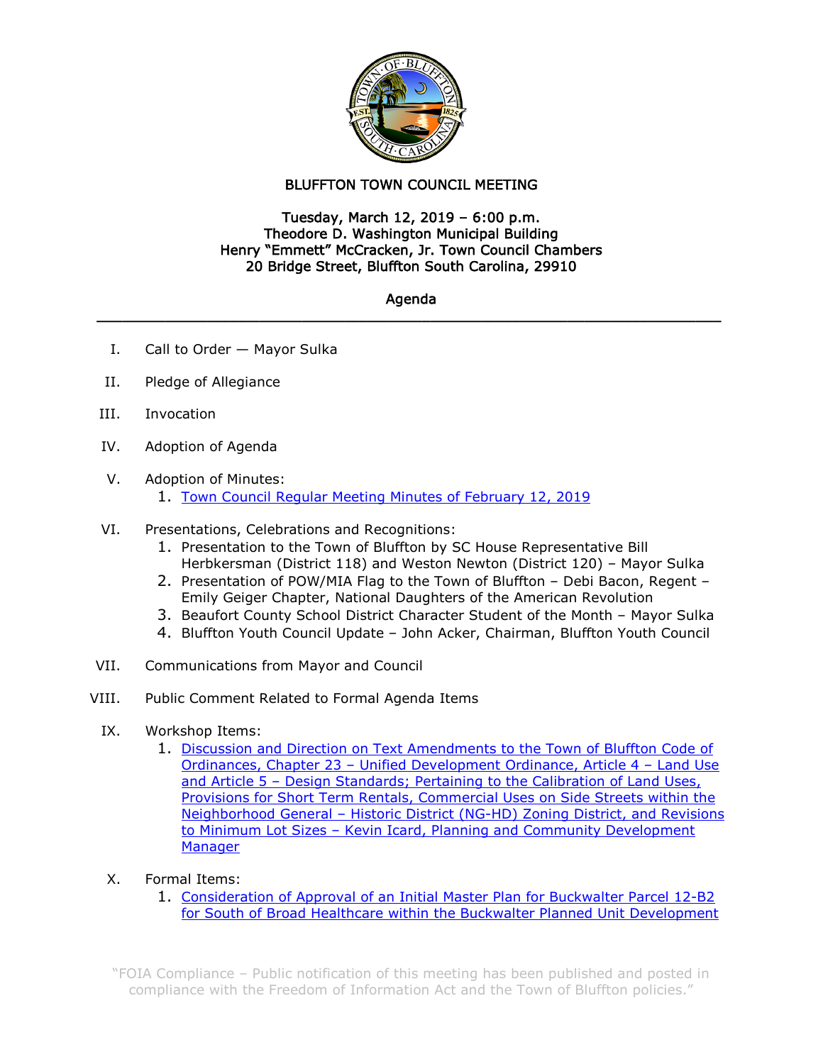# BLUFFTON TOWN COUNCIL MEETING

**Tuesday, March 12, 2019 – 6:00 p.m.**
**Theodore D. Washington Municipal Building**
**Henry "Emmett" McCracken, Jr. Town Council Chambers**
**20 Bridge Street, Bluffton South Carolina, 29910**

## Agenda

---

I. Call to Order — Mayor Sulka

II. Pledge of Allegiance

III. Invocation

IV. Adoption of Agenda

V. Adoption of Minutes:
   1. Town Council Regular Meeting Minutes of February 12, 2019

VI. Presentations, Celebrations and Recognitions:
   1. Presentation to the Town of Bluffton by SC House Representative Bill Herbkersman (District 118) and Weston Newton (District 120) – Mayor Sulka
   2. Presentation of POW/MIA Flag to the Town of Bluffton – Debi Bacon, Regent – Emily Geiger Chapter, National Daughters of the American Revolution
   3. Beaufort County School District Character Student of the Month – Mayor Sulka
   4. Bluffton Youth Council Update – John Acker, Chairman, Bluffton Youth Council

VII. Communications from Mayor and Council

VIII. Public Comment Related to Formal Agenda Items

IX. Workshop Items:
   1. Discussion and Direction on Text Amendments to the Town of Bluffton Code of Ordinances, Chapter 23 – Unified Development Ordinance, Article 4 – Land Use and Article 5 – Design Standards; Pertaining to the Calibration of Land Uses, Provisions for Short Term Rentals, Commercial Uses on Side Streets within the Neighborhood General – Historic District (NG-HD) Zoning District, and Revisions to Minimum Lot Sizes – Kevin Icard, Planning and Community Development Manager

X. Formal Items:
   1. Consideration of Approval of an Initial Master Plan for Buckwalter Parcel 12-B2 for South of Broad Healthcare within the Buckwalter Planned Unit Development

"FOIA Compliance – Public notification of this meeting has been published and posted in compliance with the Freedom of Information Act and the Town of Bluffton policies."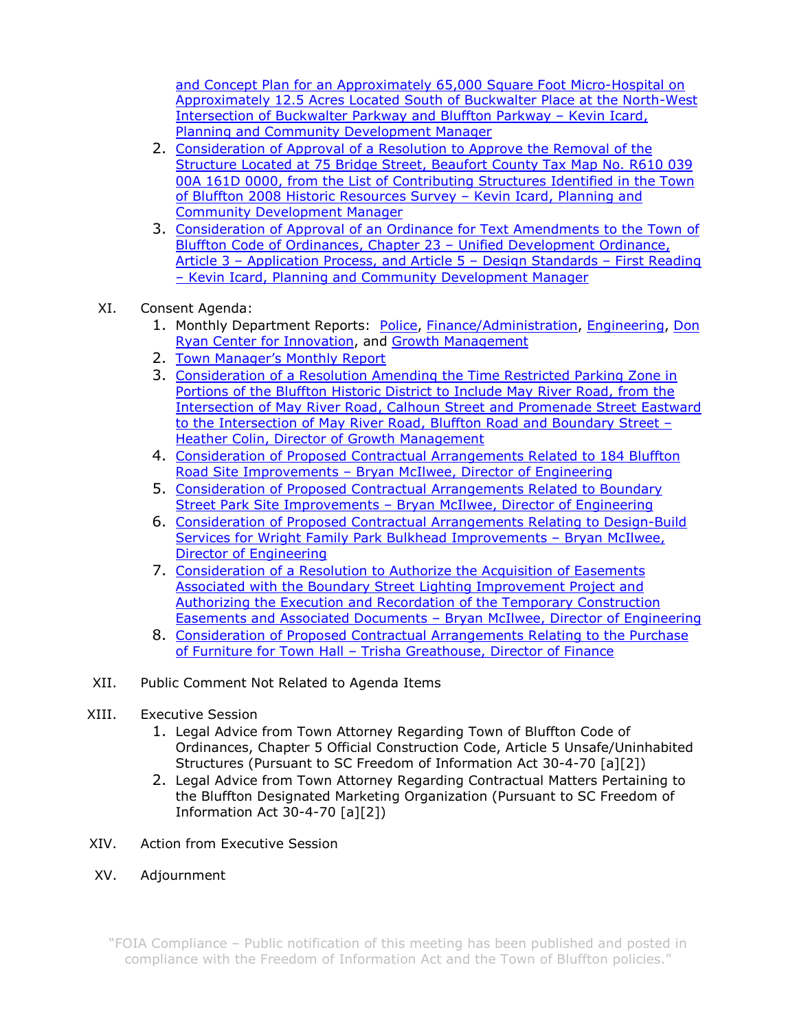and Concept Plan for an Approximately 65,000 Square Foot Micro-Hospital on Approximately 12.5 Acres Located South of Buckwalter Place at the North-West Intersection of Buckwalter Parkway and Bluffton Parkway – Kevin Icard, Planning and Community Development Manager

2. Consideration of Approval of a Resolution to Approve the Removal of the Structure Located at 75 Bridge Street, Beaufort County Tax Map No. R610 039 00A 161D 0000, from the List of Contributing Structures Identified in the Town of Bluffton 2008 Historic Resources Survey – Kevin Icard, Planning and Community Development Manager
3. Consideration of Approval of an Ordinance for Text Amendments to the Town of Bluffton Code of Ordinances, Chapter 23 – Unified Development Ordinance, Article 3 – Application Process, and Article 5 – Design Standards – First Reading – Kevin Icard, Planning and Community Development Manager

XI. Consent Agenda:

1. Monthly Department Reports: Police, Finance/Administration, Engineering, Don Ryan Center for Innovation, and Growth Management
2. Town Manager's Monthly Report
3. Consideration of a Resolution Amending the Time Restricted Parking Zone in Portions of the Bluffton Historic District to Include May River Road, from the Intersection of May River Road, Calhoun Street and Promenade Street Eastward to the Intersection of May River Road, Bluffton Road and Boundary Street – Heather Colin, Director of Growth Management
4. Consideration of Proposed Contractual Arrangements Related to 184 Bluffton Road Site Improvements – Bryan McIlwee, Director of Engineering
5. Consideration of Proposed Contractual Arrangements Related to Boundary Street Park Site Improvements – Bryan McIlwee, Director of Engineering
6. Consideration of Proposed Contractual Arrangements Relating to Design-Build Services for Wright Family Park Bulkhead Improvements – Bryan McIlwee, Director of Engineering
7. Consideration of a Resolution to Authorize the Acquisition of Easements Associated with the Boundary Street Lighting Improvement Project and Authorizing the Execution and Recordation of the Temporary Construction Easements and Associated Documents – Bryan McIlwee, Director of Engineering
8. Consideration of Proposed Contractual Arrangements Relating to the Purchase of Furniture for Town Hall – Trisha Greathouse, Director of Finance

XII. Public Comment Not Related to Agenda Items

XIII. Executive Session

1. Legal Advice from Town Attorney Regarding Town of Bluffton Code of Ordinances, Chapter 5 Official Construction Code, Article 5 Unsafe/Uninhabited Structures (Pursuant to SC Freedom of Information Act 30-4-70 [a][2])
2. Legal Advice from Town Attorney Regarding Contractual Matters Pertaining to the Bluffton Designated Marketing Organization (Pursuant to SC Freedom of Information Act 30-4-70 [a][2])

XIV. Action from Executive Session

XV. Adjournment

"FOIA Compliance – Public notification of this meeting has been published and posted in compliance with the Freedom of Information Act and the Town of Bluffton policies."